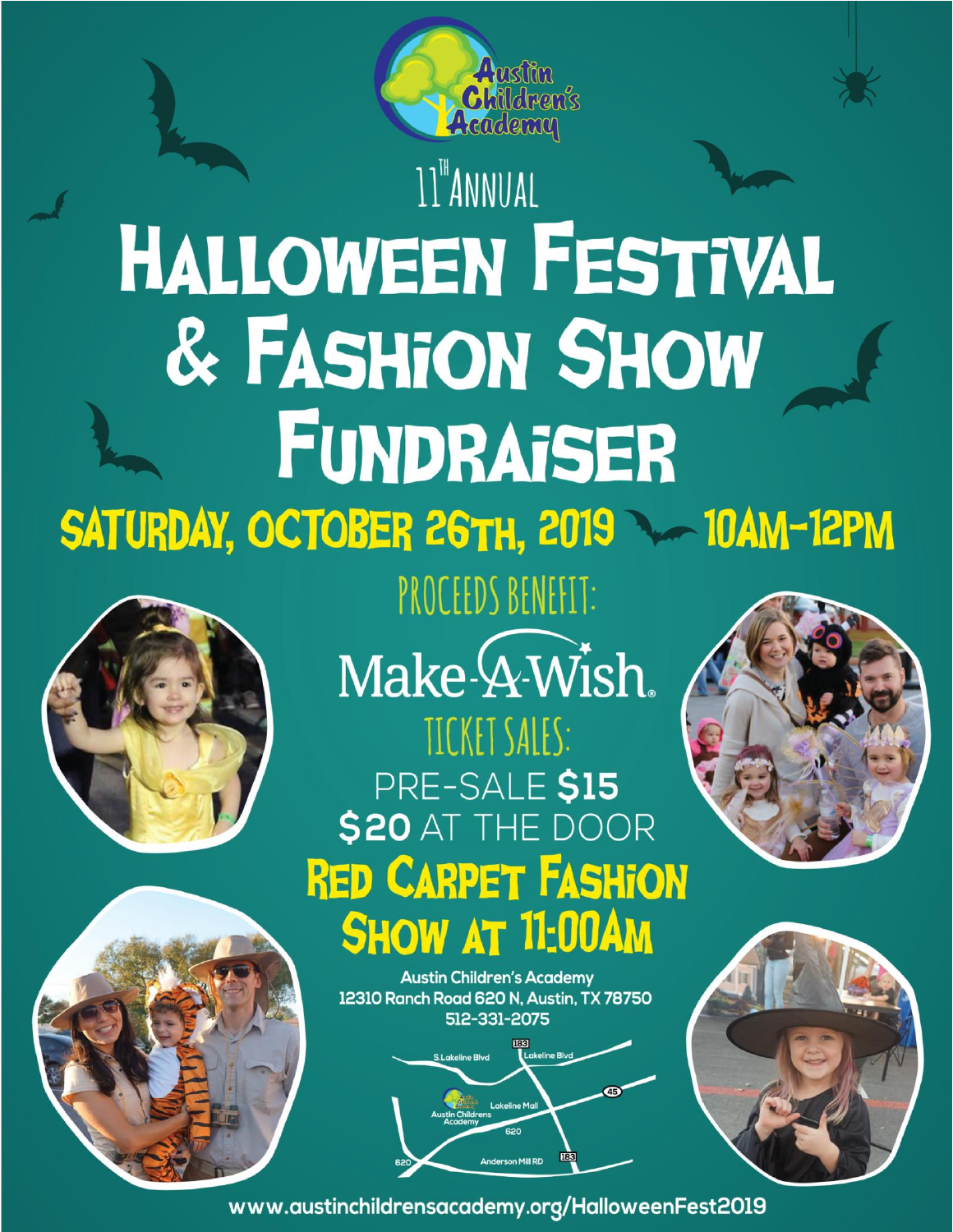Austin Children's Academy

11[TH] ANNUAL

# HALLOWEEN FESTIVAL & FASHION SHOW FUNDRAISER

## SATURDAY, OCTOBER 26TH, 2019 — 10AM-12PM

PROCEEDS BENEFIT:

Make-A-Wish®

TICKET SALES:

PRE-SALE **$15**

**$20** AT THE DOOR

## RED CARPET FASHION SHOW AT 11:00AM

**Austin Children's Academy**
**12310 Ranch Road 620 N, Austin, TX 78750**
**512-331-2075**

S.Lakeline Blvd · Lakeline Blvd · 183 · 45 · Lakeline Mall · Austin Childrens Academy · 620 · Anderson Mill RD · 183 · 620

**www.austinchildrensacademy.org/HalloweenFest2019**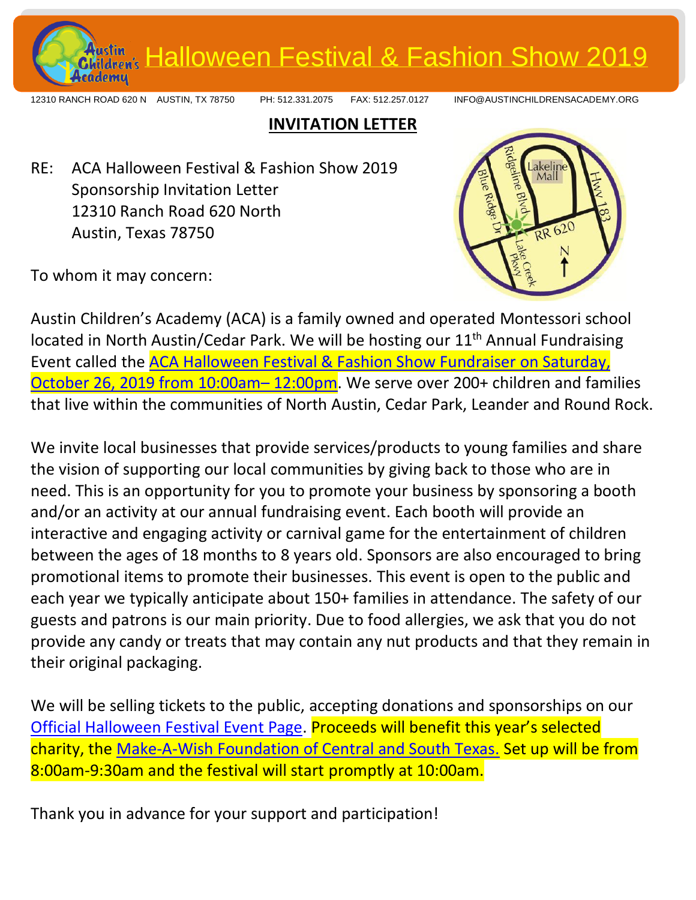# Halloween Festival & Fashion Show 2019

12310 RANCH ROAD 620 N AUSTIN, TX 78750 PH: 512.331.2075 FAX: 512.257.0127 INFO@AUSTINCHILDRENSACADEMY.ORG

## INVITATION LETTER

RE: ACA Halloween Festival & Fashion Show 2019
Sponsorship Invitation Letter
12310 Ranch Road 620 North
Austin, Texas 78750

To whom it may concern:

Austin Children's Academy (ACA) is a family owned and operated Montessori school located in North Austin/Cedar Park. We will be hosting our 11th Annual Fundraising Event called the ACA Halloween Festival & Fashion Show Fundraiser on Saturday, October 26, 2019 from 10:00am– 12:00pm. We serve over 200+ children and families that live within the communities of North Austin, Cedar Park, Leander and Round Rock.

We invite local businesses that provide services/products to young families and share the vision of supporting our local communities by giving back to those who are in need. This is an opportunity for you to promote your business by sponsoring a booth and/or an activity at our annual fundraising event. Each booth will provide an interactive and engaging activity or carnival game for the entertainment of children between the ages of 18 months to 8 years old. Sponsors are also encouraged to bring promotional items to promote their businesses. This event is open to the public and each year we typically anticipate about 150+ families in attendance. The safety of our guests and patrons is our main priority. Due to food allergies, we ask that you do not provide any candy or treats that may contain any nut products and that they remain in their original packaging.

We will be selling tickets to the public, accepting donations and sponsorships on our Official Halloween Festival Event Page. Proceeds will benefit this year's selected charity, the Make-A-Wish Foundation of Central and South Texas. Set up will be from 8:00am-9:30am and the festival will start promptly at 10:00am.

Thank you in advance for your support and participation!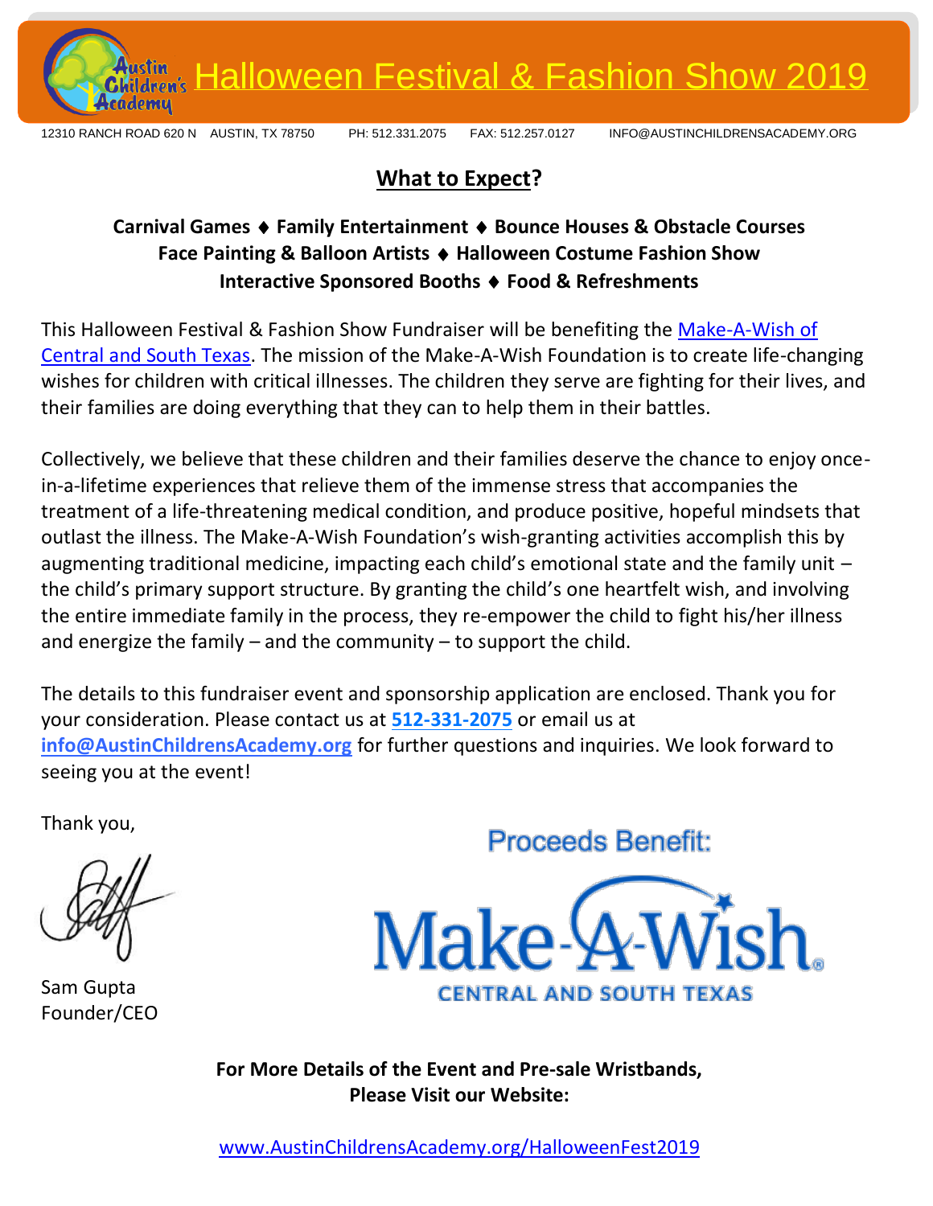# Halloween Festival & Fashion Show 2019

12310 RANCH ROAD 620 N AUSTIN, TX 78750 PH: 512.331.2075 FAX: 512.257.0127 INFO@AUSTINCHILDRENSACADEMY.ORG

## What to Expect?

**Carnival Games ♦ Family Entertainment ♦ Bounce Houses & Obstacle Courses**
**Face Painting & Balloon Artists ♦ Halloween Costume Fashion Show**
**Interactive Sponsored Booths ♦ Food & Refreshments**

This Halloween Festival & Fashion Show Fundraiser will be benefiting the Make-A-Wish of Central and South Texas. The mission of the Make-A-Wish Foundation is to create life-changing wishes for children with critical illnesses. The children they serve are fighting for their lives, and their families are doing everything that they can to help them in their battles.

Collectively, we believe that these children and their families deserve the chance to enjoy once-in-a-lifetime experiences that relieve them of the immense stress that accompanies the treatment of a life-threatening medical condition, and produce positive, hopeful mindsets that outlast the illness. The Make-A-Wish Foundation's wish-granting activities accomplish this by augmenting traditional medicine, impacting each child's emotional state and the family unit – the child's primary support structure. By granting the child's one heartfelt wish, and involving the entire immediate family in the process, they re-empower the child to fight his/her illness and energize the family – and the community – to support the child.

The details to this fundraiser event and sponsorship application are enclosed. Thank you for your consideration. Please contact us at **512-331-2075** or email us at **info@AustinChildrensAcademy.org** for further questions and inquiries. We look forward to seeing you at the event!

Thank you,

Sam Gupta
Founder/CEO

Proceeds Benefit:

Make-A-Wish®
CENTRAL AND SOUTH TEXAS

**For More Details of the Event and Pre-sale Wristbands, Please Visit our Website:**

www.AustinChildrensAcademy.org/HalloweenFest2019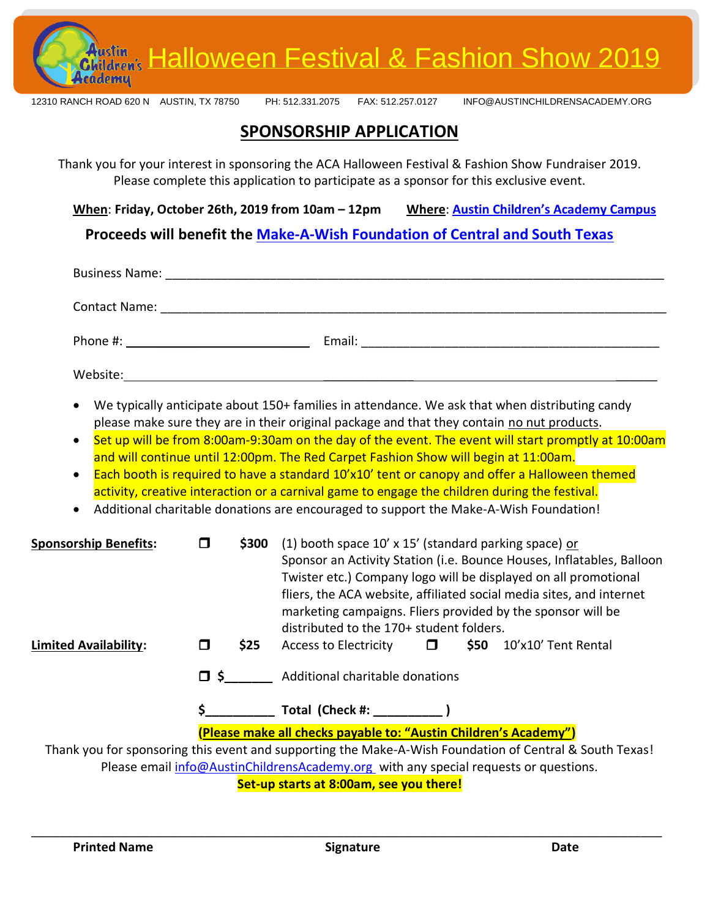# Halloween Festival & Fashion Show 2019

12310 RANCH ROAD 620 N AUSTIN, TX 78750 PH: 512.331.2075 FAX: 512.257.0127 INFO@AUSTINCHILDRENSACADEMY.ORG

## SPONSORSHIP APPLICATION

Thank you for your interest in sponsoring the ACA Halloween Festival & Fashion Show Fundraiser 2019. Please complete this application to participate as a sponsor for this exclusive event.

**When**: **Friday, October 26th, 2019 from 10am – 12pm** **Where**: **Austin Children's Academy Campus**

**Proceeds will benefit the Make-A-Wish Foundation of Central and South Texas**

Business Name: ___________________________________________________________________________

Contact Name: ___________________________________________________________________________

Phone #: ____________________________ Email: ____________________________________________

Website: ___________________________________________________________________________

- We typically anticipate about 150+ families in attendance. We ask that when distributing candy please make sure they are in their original package and that they contain no nut products.
- Set up will be from 8:00am-9:30am on the day of the event. The event will start promptly at 10:00am and will continue until 12:00pm. The Red Carpet Fashion Show will begin at 11:00am.
- Each booth is required to have a standard 10'x10' tent or canopy and offer a Halloween themed activity, creative interaction or a carnival game to engage the children during the festival.
- Additional charitable donations are encouraged to support the Make-A-Wish Foundation!

**Sponsorship Benefits:** ☐ **$300** (1) booth space 10' x 15' (standard parking space) or Sponsor an Activity Station (i.e. Bounce Houses, Inflatables, Balloon Twister etc.) Company logo will be displayed on all promotional fliers, the ACA website, affiliated social media sites, and internet marketing campaigns. Fliers provided by the sponsor will be distributed to the 170+ student folders.

**Limited Availability:** ☐ **$25** Access to Electricity ☐ **$50** 10'x10' Tent Rental

☐ **$_______** Additional charitable donations

**$__________ Total (Check #: __________ )**

**(Please make all checks payable to: "Austin Children's Academy")**

Thank you for sponsoring this event and supporting the Make-A-Wish Foundation of Central & South Texas! Please email info@AustinChildrensAcademy.org with any special requests or questions.

**Set-up starts at 8:00am, see you there!**

_____________________________________________________________________________

**Printed Name** **Signature** **Date**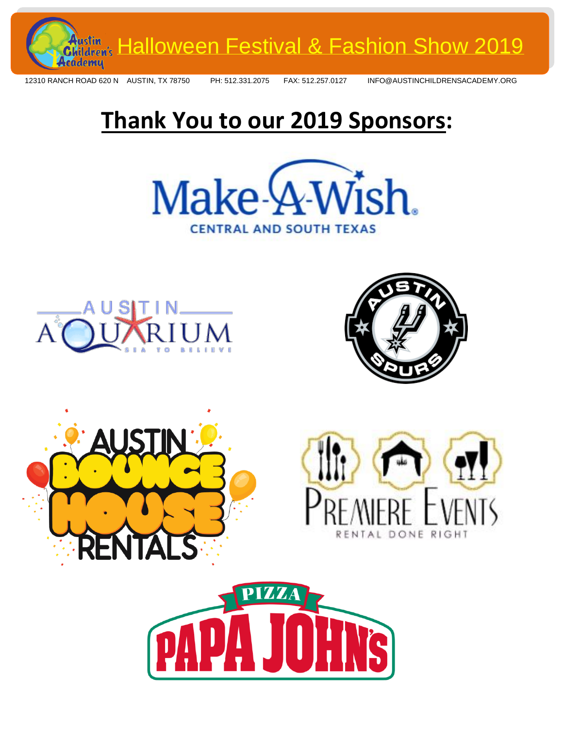# Halloween Festival & Fashion Show 2019

12310 RANCH ROAD 620 N AUSTIN, TX 78750 PH: 512.331.2075 FAX: 512.257.0127 INFO@AUSTINCHILDRENSACADEMY.ORG

## Thank You to our 2019 Sponsors:

Make-A-Wish
CENTRAL AND SOUTH TEXAS

AUSTIN AQUARIUM
SEA TO BELIEVE

AUSTIN SPURS

AUSTIN BOUNCE HOUSE RENTALS

PREMIERE EVENTS
RENTAL DONE RIGHT

PIZZA
PAPA JOHN'S